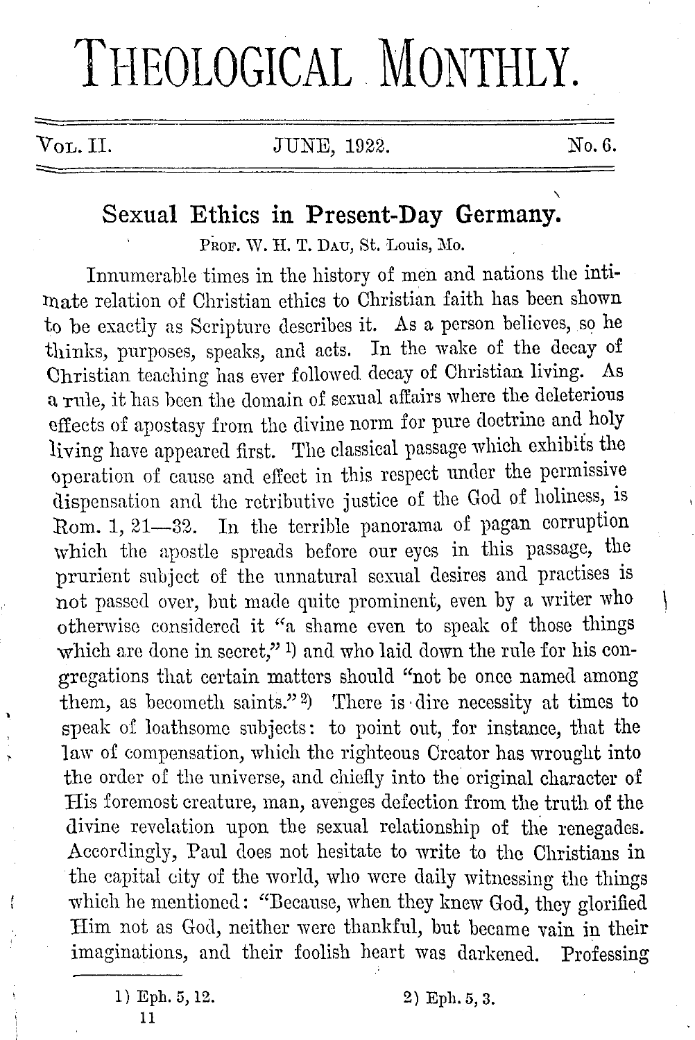# THEOLOGICAL MONTHLY.

Vol. II. JUNE, 1922. No. 6.

## Sexual Ethics in Present-Day Germany.

PROF. W. H. T. DAU, St. Louis, Mo.

Innumerable times in the history of men and nations the intimate relation of Christian ethics to Christian faith has been shown to be exactly as Scripture describes it. As a person believes, so he thinks, purposes, speaks, and acts. In the wake of the decay of Christian teaching has ever followed decay of Christian living. As a rule, it has been the domain of sexual affairs where the deleterious effects of apostasy from the divine norm for pure doctrine and holy living have appeared first. The classical passage which exhibits the operation of cause and effect in this respect under the permissive dispensation and the retributive justice of the God of holiness, is Rom. 1, 21—32. In the terrible panorama of pagan corruption which the apostle spreads before our eyes in this passage, the prurient subject of the unnatural sexual desires and practises is not passed over, but made quite prominent, even by a writer who otherwise considered it "a shame even to speak of those things which are done in secret,"[1] and who laid down the rule for his congregations that certain matters should "not be once named among them, as becometh saints."[2] There is dire necessity at times to speak of loathsome subjects: to point out, for instance, that the law of compensation, which the righteous Creator has wrought into the order of the universe, and chiefly into the original character of His foremost creature, man, avenges defection from the truth of the divine revelation upon the sexual relationship of the renegades. Accordingly, Paul does not hesitate to write to the Christians in the capital city of the world, who were daily witnessing the things which he mentioned: "Because, when they knew God, they glorified Him not as God, neither were thankful, but became vain in their imaginations, and their foolish heart was darkened. Professing

1) Eph. 5, 12.

2) Eph. 5, 3.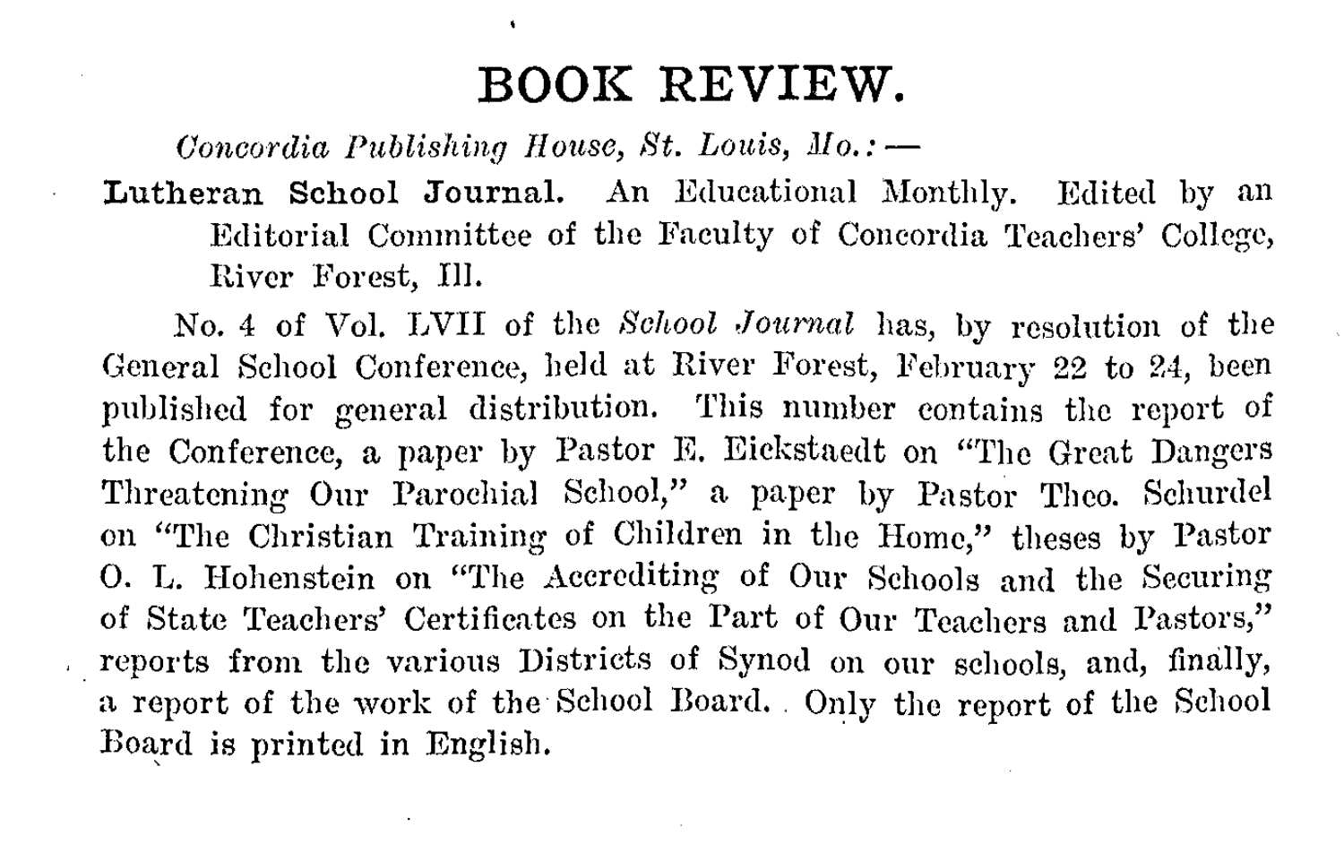# BOOK REVIEW.

*Concordia Publishing House, St. Louis, Mo.:* —

**Lutheran School Journal.** An Educational Monthly. Edited by an Editorial Committee of the Faculty of Concordia Teachers' College, River Forest, Ill.

No. 4 of Vol. LVII of the *School Journal* has, by resolution of the General School Conference, held at River Forest, February 22 to 24, been published for general distribution. This number contains the report of the Conference, a paper by Pastor E. Eickstaedt on "The Great Dangers Threatening Our Parochial School," a paper by Pastor Theo. Schurdel on "The Christian Training of Children in the Home," theses by Pastor O. L. Hohenstein on "The Accrediting of Our Schools and the Securing of State Teachers' Certificates on the Part of Our Teachers and Pastors," reports from the various Districts of Synod on our schools, and, finally, a report of the work of the School Board. Only the report of the School Board is printed in English.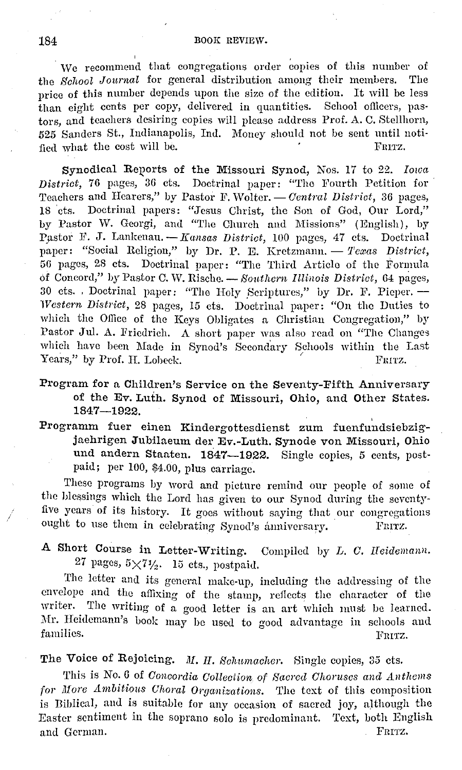We recommend that congregations order copies of this number of the *School Journal* for general distribution among their members. The price of this number depends upon the size of the edition. It will be less than eight cents per copy, delivered in quantities. School officers, pastors, and teachers desiring copies will please address Prof. A. C. Stellhorn, 525 Sanders St., Indianapolis, Ind. Money should not be sent until notified what the cost will be. FRITZ.

**Synodical Reports of the Missouri Synod,** Nos. 17 to 22. *Iowa District*, 76 pages, 36 cts. Doctrinal paper: "The Fourth Petition for Teachers and Hearers," by Pastor F. Wolter. — *Central District*, 36 pages, 18 cts. Doctrinal papers: "Jesus Christ, the Son of God, Our Lord," by Pastor W. Georgi, and "The Church and Missions" (English), by Pastor F. J. Lankenau. — *Kansas District*, 100 pages, 47 cts. Doctrinal paper: "Social Religion," by Dr. P. E. Kretzmann. — *Texas District*, 56 pages, 28 cts. Doctrinal paper: "The Third Article of the Formula of Concord," by Pastor C. W. Rische. — *Southern Illinois District*, 64 pages, 30 cts. Doctrinal paper: "The Holy Scriptures," by Dr. F. Pieper. — *Western District*, 28 pages, 15 cts. Doctrinal paper: "On the Duties to which the Office of the Keys Obligates a Christian Congregation," by Pastor Jul. A. Friedrich. A short paper was also read on "The Changes which have been Made in Synod's Secondary Schools within the Last Years," by Prof. H. Lobeck. FRITZ.

**Program for a Children's Service on the Seventy-Fifth Anniversary of the Ev. Luth. Synod of Missouri, Ohio, and Other States. 1847—1922.**

**Programm fuer einen Kindergottesdienst zum fuenfundsiebzigjaehrigen Jubilaeum der Ev.-Luth. Synode von Missouri, Ohio und andern Staaten. 1847—1922.** Single copies, 5 cents, postpaid; per 100, $4.00, plus carriage.

These programs by word and picture remind our people of some of the blessings which the Lord has given to our Synod during the seventy-five years of its history. It goes without saying that our congregations ought to use them in celebrating Synod's anniversary. FRITZ.

**A Short Course in Letter-Writing.** Compiled by *L. C. Heidemann*. 27 pages, 5×7½. 15 cts., postpaid.

The letter and its general make-up, including the addressing of the envelope and the affixing of the stamp, reflects the character of the writer. The writing of a good letter is an art which must be learned. Mr. Heidemann's book may be used to good advantage in schools and families. FRITZ.

**The Voice of Rejoicing.** *M. H. Schumacher.* Single copies, 35 cts.

This is No. 6 of *Concordia Collection of Sacred Choruses and Anthems for More Ambitious Choral Organizations.* The text of this composition is Biblical, and is suitable for any occasion of sacred joy, although the Easter sentiment in the soprano solo is predominant. Text, both English and German. FRITZ.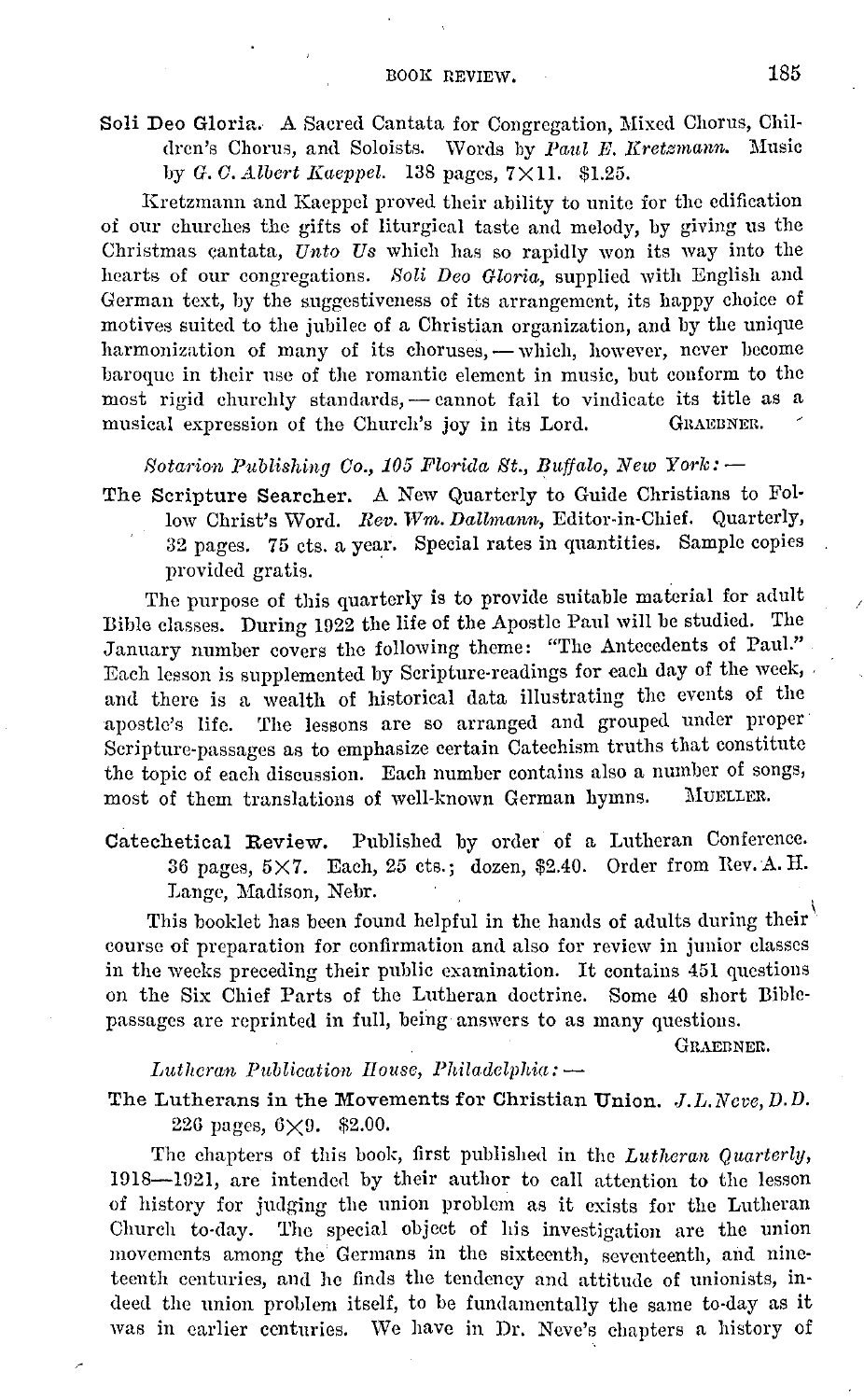**Soli Deo Gloria.** A Sacred Cantata for Congregation, Mixed Chorus, Children's Chorus, and Soloists. Words by *Paul E. Kretzmann.* Music by *G. C. Albert Kaeppel.* 138 pages, 7×11. $1.25.

Kretzmann and Kaeppel proved their ability to unite for the edification of our churches the gifts of liturgical taste and melody, by giving us the Christmas cantata, *Unto Us* which has so rapidly won its way into the hearts of our congregations. *Soli Deo Gloria,* supplied with English and German text, by the suggestiveness of its arrangement, its happy choice of motives suited to the jubilee of a Christian organization, and by the unique harmonization of many of its choruses, — which, however, never become baroque in their use of the romantic element in music, but conform to the most rigid churchly standards, — cannot fail to vindicate its title as a musical expression of the Church's joy in its Lord. GRAEBNER.

*Sotarion Publishing Co., 105 Florida St., Buffalo, New York: —*

**The Scripture Searcher.** A New Quarterly to Guide Christians to Follow Christ's Word. *Rev. Wm. Dallmann,* Editor-in-Chief. Quarterly, 32 pages. 75 cts. a year. Special rates in quantities. Sample copies provided gratis.

The purpose of this quarterly is to provide suitable material for adult Bible classes. During 1922 the life of the Apostle Paul will be studied. The January number covers the following theme: "The Antecedents of Paul." Each lesson is supplemented by Scripture-readings for each day of the week, and there is a wealth of historical data illustrating the events of the apostle's life. The lessons are so arranged and grouped under proper Scripture-passages as to emphasize certain Catechism truths that constitute the topic of each discussion. Each number contains also a number of songs, most of them translations of well-known German hymns. MUELLER.

**Catechetical Review.** Published by order of a Lutheran Conference. 36 pages, 5×7. Each, 25 cts.; dozen, $2.40. Order from Rev. A. H. Lange, Madison, Nebr.

This booklet has been found helpful in the hands of adults during their course of preparation for confirmation and also for review in junior classes in the weeks preceding their public examination. It contains 451 questions on the Six Chief Parts of the Lutheran doctrine. Some 40 short Bible-passages are reprinted in full, being answers to as many questions.

GRAEBNER.

*Lutheran Publication House, Philadelphia: —*

**The Lutherans in the Movements for Christian Union.** *J. L. Neve, D. D.* 226 pages, 6×9. $2.00.

The chapters of this book, first published in the *Lutheran Quarterly,* 1918—1921, are intended by their author to call attention to the lesson of history for judging the union problem as it exists for the Lutheran Church to-day. The special object of his investigation are the union movements among the Germans in the sixteenth, seventeenth, and nineteenth centuries, and he finds the tendency and attitude of unionists, indeed the union problem itself, to be fundamentally the same to-day as it was in earlier centuries. We have in Dr. Neve's chapters a history of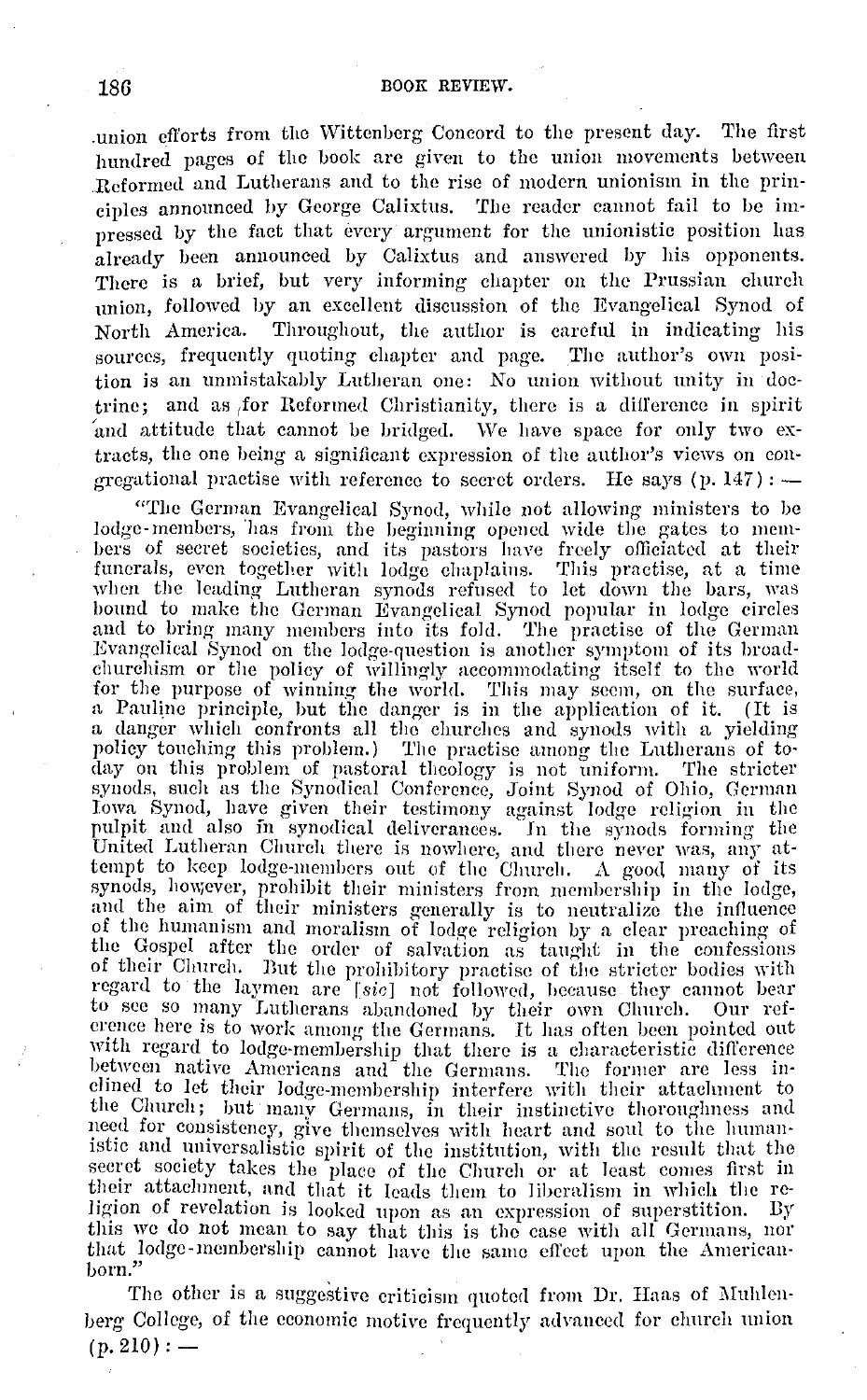union efforts from the Wittenberg Concord to the present day. The first hundred pages of the book are given to the union movements between Reformed and Lutherans and to the rise of modern unionism in the principles announced by George Calixtus. The reader cannot fail to be impressed by the fact that every argument for the unionistic position has already been announced by Calixtus and answered by his opponents. There is a brief, but very informing chapter on the Prussian church union, followed by an excellent discussion of the Evangelical Synod of North America. Throughout, the author is careful in indicating his sources, frequently quoting chapter and page. The author's own position is an unmistakably Lutheran one: No union without unity in doctrine; and as for Reformed Christianity, there is a difference in spirit and attitude that cannot be bridged. We have space for only two extracts, the one being a significant expression of the author's views on congregational practise with reference to secret orders. He says (p. 147): —

> "The German Evangelical Synod, while not allowing ministers to be lodge-members, has from the beginning opened wide the gates to members of secret societies, and its pastors have freely officiated at their funerals, even together with lodge chaplains. This practise, at a time when the leading Lutheran synods refused to let down the bars, was bound to make the German Evangelical Synod popular in lodge circles and to bring many members into its fold. The practise of the German Evangelical Synod on the lodge-question is another symptom of its broad-churchism or the policy of willingly accommodating itself to the world for the purpose of winning the world. This may seem, on the surface, a Pauline principle, but the danger is in the application of it. (It is a danger which confronts all the churches and synods with a yielding policy touching this problem.) The practise among the Lutherans of to-day on this problem of pastoral theology is not uniform. The stricter synods, such as the Synodical Conference, Joint Synod of Ohio, German Iowa Synod, have given their testimony against lodge religion in the pulpit and also in synodical deliverances. In the synods forming the United Lutheran Church there is nowhere, and there never was, any attempt to keep lodge-members out of the Church. A good many of its synods, however, prohibit their ministers from membership in the lodge, and the aim of their ministers generally is to neutralize the influence of the humanism and moralism of lodge religion by a clear preaching of the Gospel after the order of salvation as taught in the confessions of their Church. But the prohibitory practise of the stricter bodies with regard to the laymen are [*sic*] not followed, because they cannot bear to see so many Lutherans abandoned by their own Church. Our reference here is to work among the Germans. It has often been pointed out with regard to lodge-membership that there is a characteristic difference between native Americans and the Germans. The former are less inclined to let their lodge-membership interfere with their attachment to the Church; but many Germans, in their instinctive thoroughness and need for consistency, give themselves with heart and soul to the humanistic and universalistic spirit of the institution, with the result that the secret society takes the place of the Church or at least comes first in their attachment, and that it leads them to liberalism in which the religion of revelation is looked upon as an expression of superstition. By this we do not mean to say that this is the case with all Germans, nor that lodge-membership cannot have the same effect upon the American-born."

The other is a suggestive criticism quoted from Dr. Haas of Muhlenberg College, of the economic motive frequently advanced for church union (p. 210): —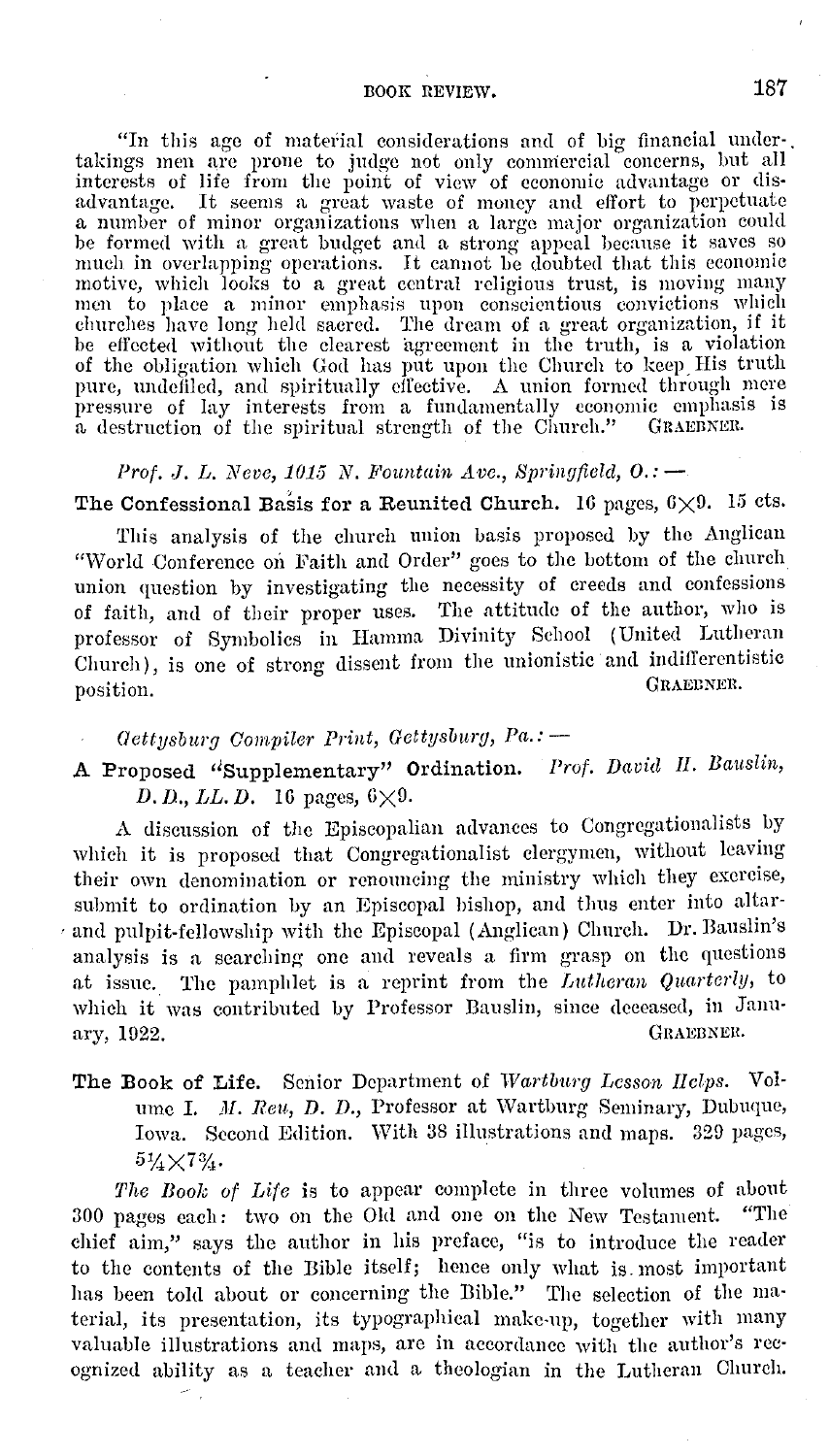"In this age of material considerations and of big financial undertakings men are prone to judge not only commercial concerns, but all interests of life from the point of view of economic advantage or disadvantage. It seems a great waste of money and effort to perpetuate a number of minor organizations when a large major organization could be formed with a great budget and a strong appeal because it saves so much in overlapping operations. It cannot be doubted that this economic motive, which looks to a great central religious trust, is moving many men to place a minor emphasis upon conscientious convictions which churches have long held sacred. The dream of a great organization, if it be effected without the clearest agreement in the truth, is a violation of the obligation which God has put upon the Church to keep His truth pure, undefiled, and spiritually effective. A union formed through mere pressure of lay interests from a fundamentally economic emphasis is a destruction of the spiritual strength of the Church." GRAEBNER.

*Prof. J. L. Neve, 1015 N. Fountain Ave., Springfield, O.:* —

**The Confessional Basis for a Reunited Church.** 16 pages, 6×9. 15 cts.

This analysis of the church union basis proposed by the Anglican "World Conference on Faith and Order" goes to the bottom of the church union question by investigating the necessity of creeds and confessions of faith, and of their proper uses. The attitude of the author, who is professor of Symbolics in Hamma Divinity School (United Lutheran Church), is one of strong dissent from the unionistic and indifferentistic position. GRAEBNER.

*Gettysburg Compiler Print, Gettysburg, Pa.:* —

**A Proposed "Supplementary" Ordination.** *Prof. David H. Bauslin, D. D., LL. D.* 16 pages, 6×9.

A discussion of the Episcopalian advances to Congregationalists by which it is proposed that Congregationalist clergymen, without leaving their own denomination or renouncing the ministry which they exercise, submit to ordination by an Episcopal bishop, and thus enter into altar- and pulpit-fellowship with the Episcopal (Anglican) Church. Dr. Bauslin's analysis is a searching one and reveals a firm grasp on the questions at issue. The pamphlet is a reprint from the *Lutheran Quarterly*, to which it was contributed by Professor Bauslin, since deceased, in January, 1922. GRAEBNER.

**The Book of Life.** Senior Department of *Wartburg Lesson Helps.* Volume I. *M. Reu, D. D.*, Professor at Wartburg Seminary, Dubuque, Iowa. Second Edition. With 38 illustrations and maps. 329 pages, 5¼×7¾.

*The Book of Life* is to appear complete in three volumes of about 300 pages each: two on the Old and one on the New Testament. "The chief aim," says the author in his preface, "is to introduce the reader to the contents of the Bible itself; hence only what is most important has been told about or concerning the Bible." The selection of the material, its presentation, its typographical make-up, together with many valuable illustrations and maps, are in accordance with the author's recognized ability as a teacher and a theologian in the Lutheran Church.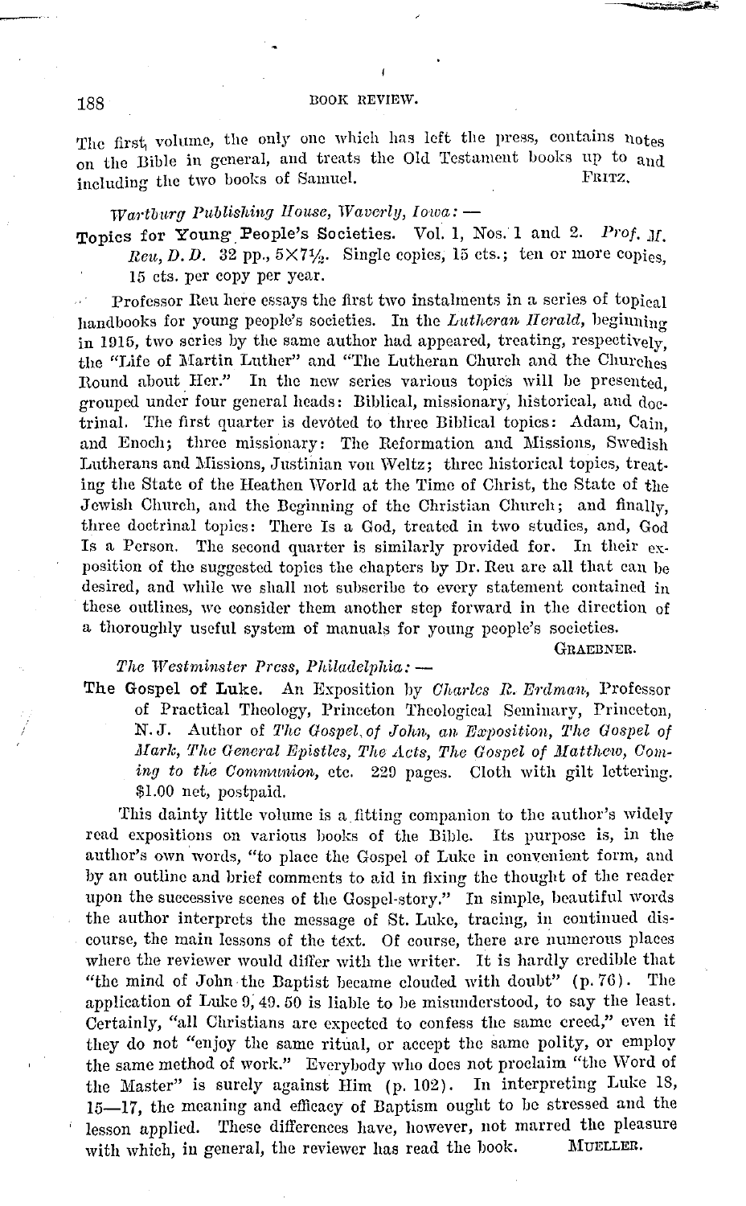The first volume, the only one which has left the press, contains notes on the Bible in general, and treats the Old Testament books up to and including the two books of Samuel. FRITZ.

*Wartburg Publishing House, Waverly, Iowa:* —

**Topics for Young People's Societies.** Vol. 1, Nos. 1 and 2. *Prof. M. Reu, D. D.* 32 pp., 5×7½. Single copies, 15 cts.; ten or more copies, 15 cts. per copy per year.

Professor Reu here essays the first two instalments in a series of topical handbooks for young people's societies. In the *Lutheran Herald*, beginning in 1915, two series by the same author had appeared, treating, respectively, the "Life of Martin Luther" and "The Lutheran Church and the Churches Round about Her." In the new series various topics will be presented, grouped under four general heads: Biblical, missionary, historical, and doctrinal. The first quarter is devoted to three Biblical topics: Adam, Cain, and Enoch; three missionary: The Reformation and Missions, Swedish Lutherans and Missions, Justinian von Weltz; three historical topics, treating the State of the Heathen World at the Time of Christ, the State of the Jewish Church, and the Beginning of the Christian Church; and finally, three doctrinal topics: There Is a God, treated in two studies, and, God Is a Person. The second quarter is similarly provided for. In their exposition of the suggested topics the chapters by Dr. Reu are all that can be desired, and while we shall not subscribe to every statement contained in these outlines, we consider them another step forward in the direction of a thoroughly useful system of manuals for young people's societies.

GRAEBNER.

*The Westminster Press, Philadelphia:* —

**The Gospel of Luke.** An Exposition by *Charles R. Erdman*, Professor of Practical Theology, Princeton Theological Seminary, Princeton, N. J. Author of *The Gospel of John, an Exposition, The Gospel of Mark, The General Epistles, The Acts, The Gospel of Matthew, Coming to the Communion*, etc. 229 pages. Cloth with gilt lettering. $1.00 net, postpaid.

This dainty little volume is a fitting companion to the author's widely read expositions on various books of the Bible. Its purpose is, in the author's own words, "to place the Gospel of Luke in convenient form, and by an outline and brief comments to aid in fixing the thought of the reader upon the successive scenes of the Gospel-story." In simple, beautiful words the author interprets the message of St. Luke, tracing, in continued discourse, the main lessons of the text. Of course, there are numerous places where the reviewer would differ with the writer. It is hardly credible that "the mind of John the Baptist became clouded with doubt" (p. 76). The application of Luke 9, 49. 50 is liable to be misunderstood, to say the least. Certainly, "all Christians are expected to confess the same creed," even if they do not "enjoy the same ritual, or accept the same polity, or employ the same method of work." Everybody who does not proclaim "the Word of the Master" is surely against Him (p. 102). In interpreting Luke 18, 15—17, the meaning and efficacy of Baptism ought to be stressed and the lesson applied. These differences have, however, not marred the pleasure with which, in general, the reviewer has read the book. MUELLER.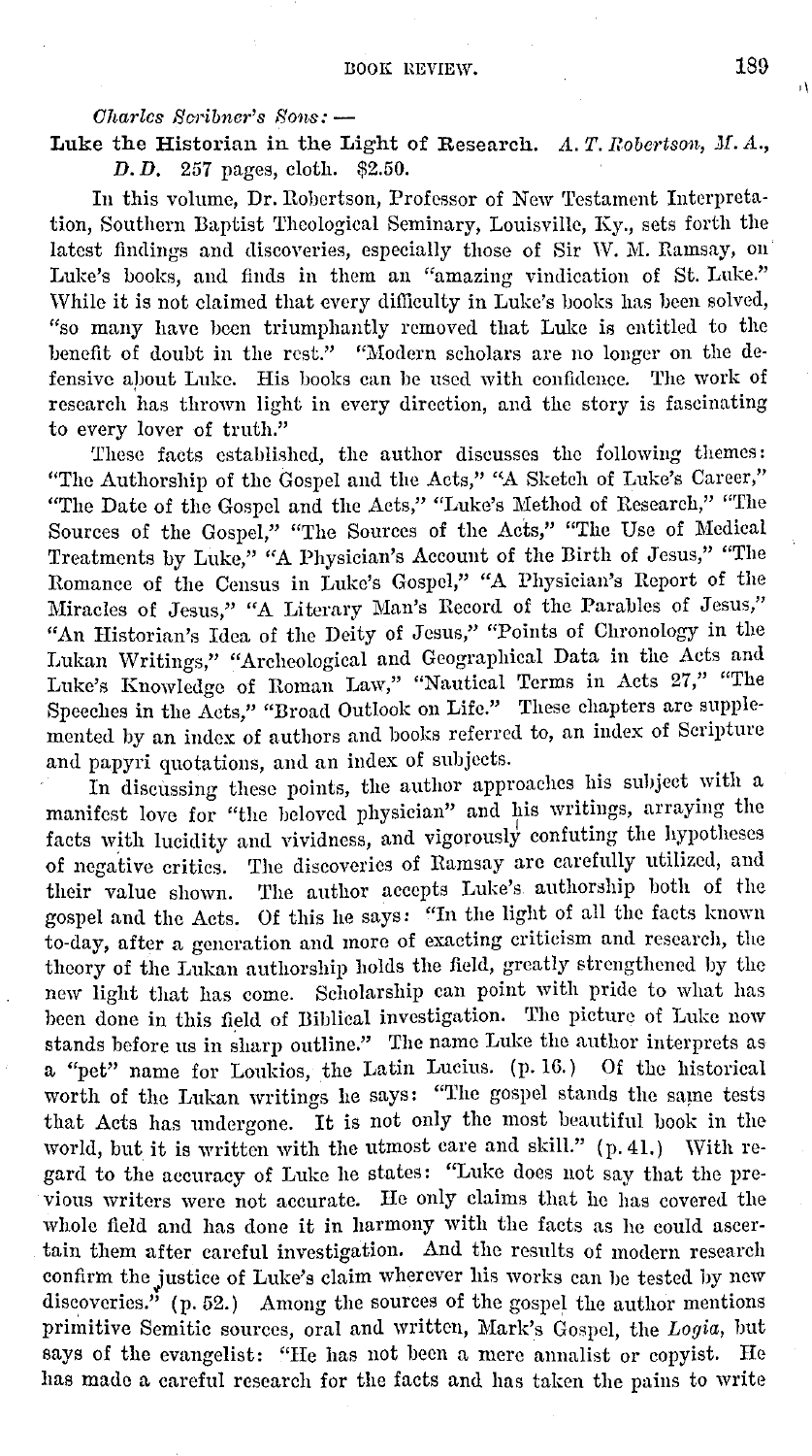*Charles Scribner's Sons:* —

**Luke the Historian in the Light of Research.** *A. T. Robertson, M. A., D. D.* 257 pages, cloth. $2.50.

In this volume, Dr. Robertson, Professor of New Testament Interpretation, Southern Baptist Theological Seminary, Louisville, Ky., sets forth the latest findings and discoveries, especially those of Sir W. M. Ramsay, on Luke's books, and finds in them an "amazing vindication of St. Luke." While it is not claimed that every difficulty in Luke's books has been solved, "so many have been triumphantly removed that Luke is entitled to the benefit of doubt in the rest." "Modern scholars are no longer on the defensive about Luke. His books can be used with confidence. The work of research has thrown light in every direction, and the story is fascinating to every lover of truth."

These facts established, the author discusses the following themes: "The Authorship of the Gospel and the Acts," "A Sketch of Luke's Career," "The Date of the Gospel and the Acts," "Luke's Method of Research," "The Sources of the Gospel," "The Sources of the Acts," "The Use of Medical Treatments by Luke," "A Physician's Account of the Birth of Jesus," "The Romance of the Census in Luke's Gospel," "A Physician's Report of the Miracles of Jesus," "A Literary Man's Record of the Parables of Jesus," "An Historian's Idea of the Deity of Jesus," "Points of Chronology in the Lukan Writings," "Archeological and Geographical Data in the Acts and Luke's Knowledge of Roman Law," "Nautical Terms in Acts 27," "The Speeches in the Acts," "Broad Outlook on Life." These chapters are supplemented by an index of authors and books referred to, an index of Scripture and papyri quotations, and an index of subjects.

In discussing these points, the author approaches his subject with a manifest love for "the beloved physician" and his writings, arraying the facts with lucidity and vividness, and vigorously confuting the hypotheses of negative critics. The discoveries of Ramsay are carefully utilized, and their value shown. The author accepts Luke's authorship both of the gospel and the Acts. Of this he says: "In the light of all the facts known to-day, after a generation and more of exacting criticism and research, the theory of the Lukan authorship holds the field, greatly strengthened by the new light that has come. Scholarship can point with pride to what has been done in this field of Biblical investigation. The picture of Luke now stands before us in sharp outline." The name Luke the author interprets as a "pet" name for Loukios, the Latin Lucius. (p. 16.) Of the historical worth of the Lukan writings he says: "The gospel stands the same tests that Acts has undergone. It is not only the most beautiful book in the world, but it is written with the utmost care and skill." (p. 41.) With regard to the accuracy of Luke he states: "Luke does not say that the previous writers were not accurate. He only claims that he has covered the whole field and has done it in harmony with the facts as he could ascertain them after careful investigation. And the results of modern research confirm the justice of Luke's claim wherever his works can be tested by new discoveries." (p. 52.) Among the sources of the gospel the author mentions primitive Semitic sources, oral and written, Mark's Gospel, the *Logia*, but says of the evangelist: "He has not been a mere annalist or copyist. He has made a careful research for the facts and has taken the pains to write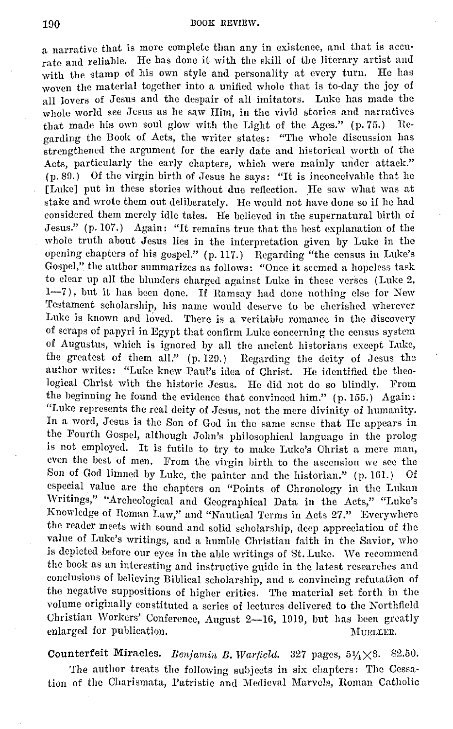a narrative that is more complete than any in existence, and that is accurate and reliable. He has done it with the skill of the literary artist and with the stamp of his own style and personality at every turn. He has woven the material together into a unified whole that is to-day the joy of all lovers of Jesus and the despair of all imitators. Luke has made the whole world see Jesus as he saw Him, in the vivid stories and narratives that made his own soul glow with the Light of the Ages." (p. 75.) Regarding the Book of Acts, the writer states: "The whole discussion has strengthened the argument for the early date and historical worth of the Acts, particularly the early chapters, which were mainly under attack." (p. 89.) Of the virgin birth of Jesus he says: "It is inconceivable that he [Luke] put in these stories without due reflection. He saw what was at stake and wrote them out deliberately. He would not have done so if he had considered them merely idle tales. He believed in the supernatural birth of Jesus." (p. 107.) Again: "It remains true that the best explanation of the whole truth about Jesus lies in the interpretation given by Luke in the opening chapters of his gospel." (p. 117.) Regarding "the census in Luke's Gospel," the author summarizes as follows: "Once it seemed a hopeless task to clear up all the blunders charged against Luke in these verses (Luke 2, 1—7), but it has been done. If Ramsay had done nothing else for New Testament scholarship, his name would deserve to be cherished wherever Luke is known and loved. There is a veritable romance in the discovery of scraps of papyri in Egypt that confirm Luke concerning the census system of Augustus, which is ignored by all the ancient historians except Luke, the greatest of them all." (p. 129.) Regarding the deity of Jesus the author writes: "Luke knew Paul's idea of Christ. He identified the theological Christ with the historic Jesus. He did not do so blindly. From the beginning he found the evidence that convinced him." (p. 155.) Again: "Luke represents the real deity of Jesus, not the mere divinity of humanity. In a word, Jesus is the Son of God in the same sense that He appears in the Fourth Gospel, although John's philosophical language in the prolog is not employed. It is futile to try to make Luke's Christ a mere man, even the best of men. From the virgin birth to the ascension we see the Son of God limned by Luke, the painter and the historian." (p. 161.) Of especial value are the chapters on "Points of Chronology in the Lukan Writings," "Archeological and Geographical Data in the Acts," "Luke's Knowledge of Roman Law," and "Nautical Terms in Acts 27." Everywhere the reader meets with sound and solid scholarship, deep appreciation of the value of Luke's writings, and a humble Christian faith in the Savior, who is depicted before our eyes in the able writings of St. Luke. We recommend the book as an interesting and instructive guide in the latest researches and conclusions of believing Biblical scholarship, and a convincing refutation of the negative suppositions of higher critics. The material set forth in the volume originally constituted a series of lectures delivered to the Northfield Christian Workers' Conference, August 2—16, 1919, but has been greatly enlarged for publication.

MUELLER.

**Counterfeit Miracles.** *Benjamin B. Warfield.* 327 pages, $5\frac{1}{4} \times 8$. $2.50.

The author treats the following subjects in six chapters: The Cessation of the Charismata, Patristic and Medieval Marvels, Roman Catholic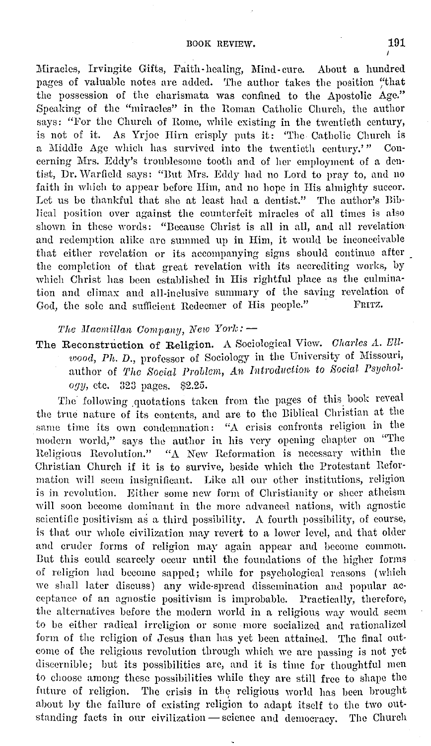Miracles, Irvingite Gifts, Faith-healing, Mind-cure. About a hundred pages of valuable notes are added. The author takes the position "that the possession of the charismata was confined to the Apostolic Age." Speaking of the "miracles" in the Roman Catholic Church, the author says: "For the Church of Rome, while existing in the twentieth century, is not of it. As Yrjoe Hirn crisply puts it: 'The Catholic Church is a Middle Age which has survived into the twentieth century.'" Concerning Mrs. Eddy's troublesome tooth and of her employment of a dentist, Dr. Warfield says: "But Mrs. Eddy had no Lord to pray to, and no faith in which to appear before Him, and no hope in His almighty succor. Let us be thankful that she at least had a dentist." The author's Biblical position over against the counterfeit miracles of all times is also shown in these words: "Because Christ is all in all, and all revelation and redemption alike are summed up in Him, it would be inconceivable that either revelation or its accompanying signs should continue after the completion of that great revelation with its accrediting works, by which Christ has been established in His rightful place as the culmination and climax and all-inclusive summary of the saving revelation of God, the sole and sufficient Redeemer of His people." FRITZ.

*The Macmillan Company, New York:* —

**The Reconstruction of Religion.** A Sociological View. *Charles A. Ellwood, Ph. D.*, professor of Sociology in the University of Missouri, author of *The Social Problem, An Introduction to Social Psychology*, etc. 323 pages. $2.25.

The following quotations taken from the pages of this book reveal the true nature of its contents, and are to the Biblical Christian at the same time its own condemnation: "A crisis confronts religion in the modern world," says the author in his very opening chapter on "The Religious Revolution." "A New Reformation is necessary within the Christian Church if it is to survive, beside which the Protestant Reformation will seem insignificant. Like all our other institutions, religion is in revolution. Either some new form of Christianity or sheer atheism will soon become dominant in the more advanced nations, with agnostic scientific positivism as a third possibility. A fourth possibility, of course, is that our whole civilization may revert to a lower level, and that older and cruder forms of religion may again appear and become common. But this could scarcely occur until the foundations of the higher forms of religion had become sapped; while for psychological reasons (which we shall later discuss) any wide-spread dissemination and popular acceptance of an agnostic positivism is improbable. Practically, therefore, the alternatives before the modern world in a religious way would seem to be either radical irreligion or some more socialized and rationalized form of the religion of Jesus than has yet been attained. The final outcome of the religious revolution through which we are passing is not yet discernible; but its possibilities are, and it is time for thoughtful men to choose among these possibilities while they are still free to shape the future of religion. The crisis in the religious world has been brought about by the failure of existing religion to adapt itself to the two outstanding facts in our civilization — science and democracy. The Church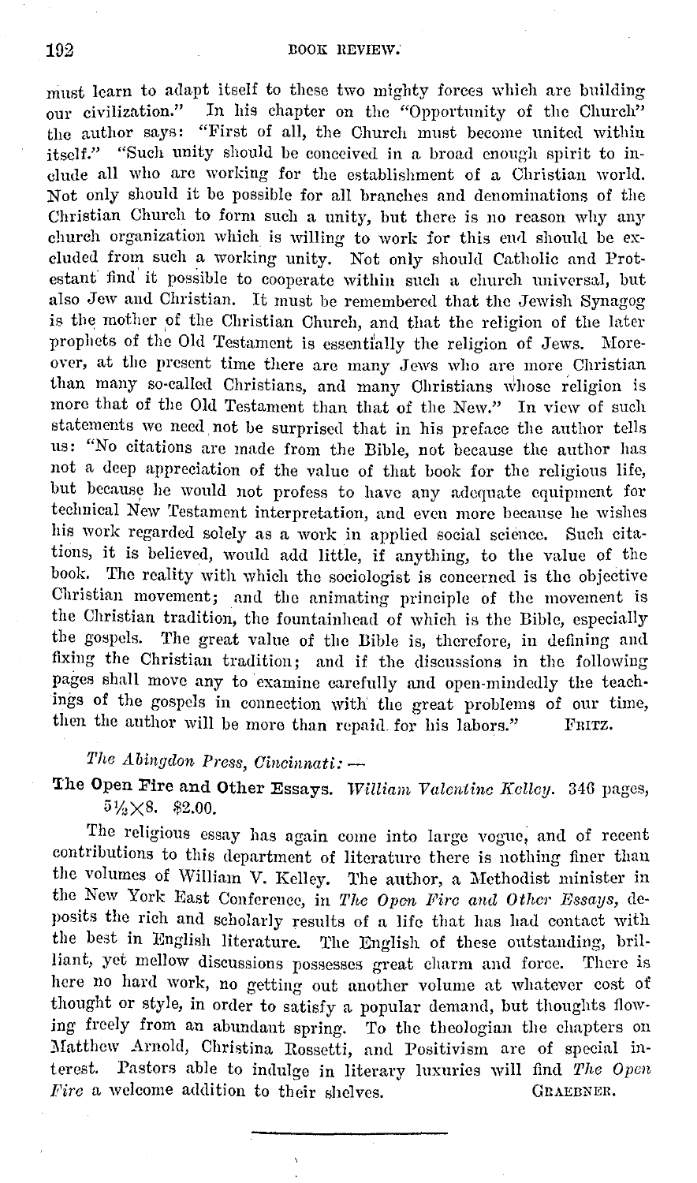must learn to adapt itself to these two mighty forces which are building our civilization." In his chapter on the "Opportunity of the Church" the author says: "First of all, the Church must become united within itself." "Such unity should be conceived in a broad enough spirit to include all who are working for the establishment of a Christian world. Not only should it be possible for all branches and denominations of the Christian Church to form such a unity, but there is no reason why any church organization which is willing to work for this end should be excluded from such a working unity. Not only should Catholic and Protestant find it possible to cooperate within such a church universal, but also Jew and Christian. It must be remembered that the Jewish Synagog is the mother of the Christian Church, and that the religion of the later prophets of the Old Testament is essentially the religion of Jews. Moreover, at the present time there are many Jews who are more Christian than many so-called Christians, and many Christians whose religion is more that of the Old Testament than that of the New." In view of such statements we need not be surprised that in his preface the author tells us: "No citations are made from the Bible, not because the author has not a deep appreciation of the value of that book for the religious life, but because he would not profess to have any adequate equipment for technical New Testament interpretation, and even more because he wishes his work regarded solely as a work in applied social science. Such citations, it is believed, would add little, if anything, to the value of the book. The reality with which the sociologist is concerned is the objective Christian movement; and the animating principle of the movement is the Christian tradition, the fountainhead of which is the Bible, especially the gospels. The great value of the Bible is, therefore, in defining and fixing the Christian tradition; and if the discussions in the following pages shall move any to examine carefully and open-mindedly the teachings of the gospels in connection with the great problems of our time, then the author will be more than repaid for his labors." FRITZ.

*The Abingdon Press, Cincinnati:* —

**The Open Fire and Other Essays.** *William Valentine Kelley.* 346 pages, 5½×8. $2.00.

The religious essay has again come into large vogue, and of recent contributions to this department of literature there is nothing finer than the volumes of William V. Kelley. The author, a Methodist minister in the New York East Conference, in *The Open Fire and Other Essays*, deposits the rich and scholarly results of a life that has had contact with the best in English literature. The English of these outstanding, brilliant, yet mellow discussions possesses great charm and force. There is here no hard work, no getting out another volume at whatever cost of thought or style, in order to satisfy a popular demand, but thoughts flowing freely from an abundant spring. To the theologian the chapters on Matthew Arnold, Christina Rossetti, and Positivism are of special interest. Pastors able to indulge in literary luxuries will find *The Open Fire* a welcome addition to their shelves. GRAEBNER.